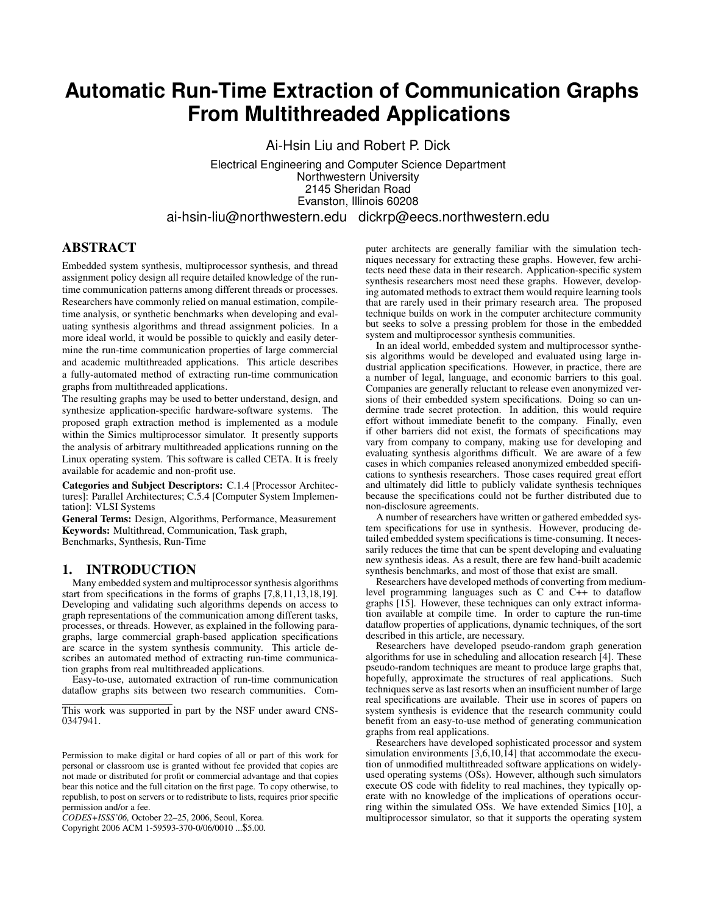# Automatic Run-Time Extraction of Communication Graphs From Multithreaded Applications

Ai-Hsin Liu and Robert P. Dick

Electrical Engineering and Computer Science Department
Northwestern University
2145 Sheridan Road
Evanston, Illinois 60208

ai-hsin-liu@northwestern.edu dickrp@eecs.northwestern.edu

## ABSTRACT

Embedded system synthesis, multiprocessor synthesis, and thread assignment policy design all require detailed knowledge of the runtime communication patterns among different threads or processes. Researchers have commonly relied on manual estimation, compile-time analysis, or synthetic benchmarks when developing and evaluating synthesis algorithms and thread assignment policies. In a more ideal world, it would be possible to quickly and easily determine the run-time communication properties of large commercial and academic multithreaded applications. This article describes a fully-automated method of extracting run-time communication graphs from multithreaded applications.

The resulting graphs may be used to better understand, design, and synthesize application-specific hardware-software systems. The proposed graph extraction method is implemented as a module within the Simics multiprocessor simulator. It presently supports the analysis of arbitrary multithreaded applications running on the Linux operating system. This software is called CETA. It is freely available for academic and non-profit use.

**Categories and Subject Descriptors:** C.1.4 [Processor Architectures]: Parallel Architectures; C.5.4 [Computer System Implementation]: VLSI Systems

**General Terms:** Design, Algorithms, Performance, Measurement

**Keywords:** Multithread, Communication, Task graph, Benchmarks, Synthesis, Run-Time

## 1. INTRODUCTION

Many embedded system and multiprocessor synthesis algorithms start from specifications in the forms of graphs [7,8,11,13,18,19]. Developing and validating such algorithms depends on access to graph representations of the communication among different tasks, processes, or threads. However, as explained in the following paragraphs, large commercial graph-based application specifications are scarce in the system synthesis community. This article describes an automated method of extracting run-time communication graphs from real multithreaded applications.

Easy-to-use, automated extraction of run-time communication dataflow graphs sits between two research communities. Computer architects are generally familiar with the simulation techniques necessary for extracting these graphs. However, few architects need these data in their research. Application-specific system synthesis researchers most need these graphs. However, developing automated methods to extract them would require learning tools that are rarely used in their primary research area. The proposed technique builds on work in the computer architecture community but seeks to solve a pressing problem for those in the embedded system and multiprocessor synthesis communities.

In an ideal world, embedded system and multiprocessor synthesis algorithms would be developed and evaluated using large industrial application specifications. However, in practice, there are a number of legal, language, and economic barriers to this goal. Companies are generally reluctant to release even anonymized versions of their embedded system specifications. Doing so can undermine trade secret protection. In addition, this would require effort without immediate benefit to the company. Finally, even if other barriers did not exist, the formats of specifications may vary from company to company, making use for developing and evaluating synthesis algorithms difficult. We are aware of a few cases in which companies released anonymized embedded specifications to synthesis researchers. Those cases required great effort and ultimately did little to publicly validate synthesis techniques because the specifications could not be further distributed due to non-disclosure agreements.

A number of researchers have written or gathered embedded system specifications for use in synthesis. However, producing detailed embedded system specifications is time-consuming. It necessarily reduces the time that can be spent developing and evaluating new synthesis ideas. As a result, there are few hand-built academic synthesis benchmarks, and most of those that exist are small.

Researchers have developed methods of converting from medium-level programming languages such as C and C++ to dataflow graphs [15]. However, these techniques can only extract information available at compile time. In order to capture the run-time dataflow properties of applications, dynamic techniques, of the sort described in this article, are necessary.

Researchers have developed pseudo-random graph generation algorithms for use in scheduling and allocation research [4]. These pseudo-random techniques are meant to produce large graphs that, hopefully, approximate the structures of real applications. Such techniques serve as last resorts when an insufficient number of large real specifications are available. Their use in scores of papers on system synthesis is evidence that the research community could benefit from an easy-to-use method of generating communication graphs from real applications.

Researchers have developed sophisticated processor and system simulation environments [3,6,10,14] that accommodate the execution of unmodified multithreaded software applications on widely-used operating systems (OSs). However, although such simulators execute OS code with fidelity to real machines, they typically operate with no knowledge of the implications of operations occurring within the simulated OSs. We have extended Simics [10], a multiprocessor simulator, so that it supports the operating system

---

This work was supported in part by the NSF under award CNS-0347941.

Permission to make digital or hard copies of all or part of this work for personal or classroom use is granted without fee provided that copies are not made or distributed for profit or commercial advantage and that copies bear this notice and the full citation on the first page. To copy otherwise, to republish, to post on servers or to redistribute to lists, requires prior specific permission and/or a fee.

*CODES+ISSS'06,* October 22–25, 2006, Seoul, Korea.
Copyright 2006 ACM 1-59593-370-0/06/0010 ...$5.00.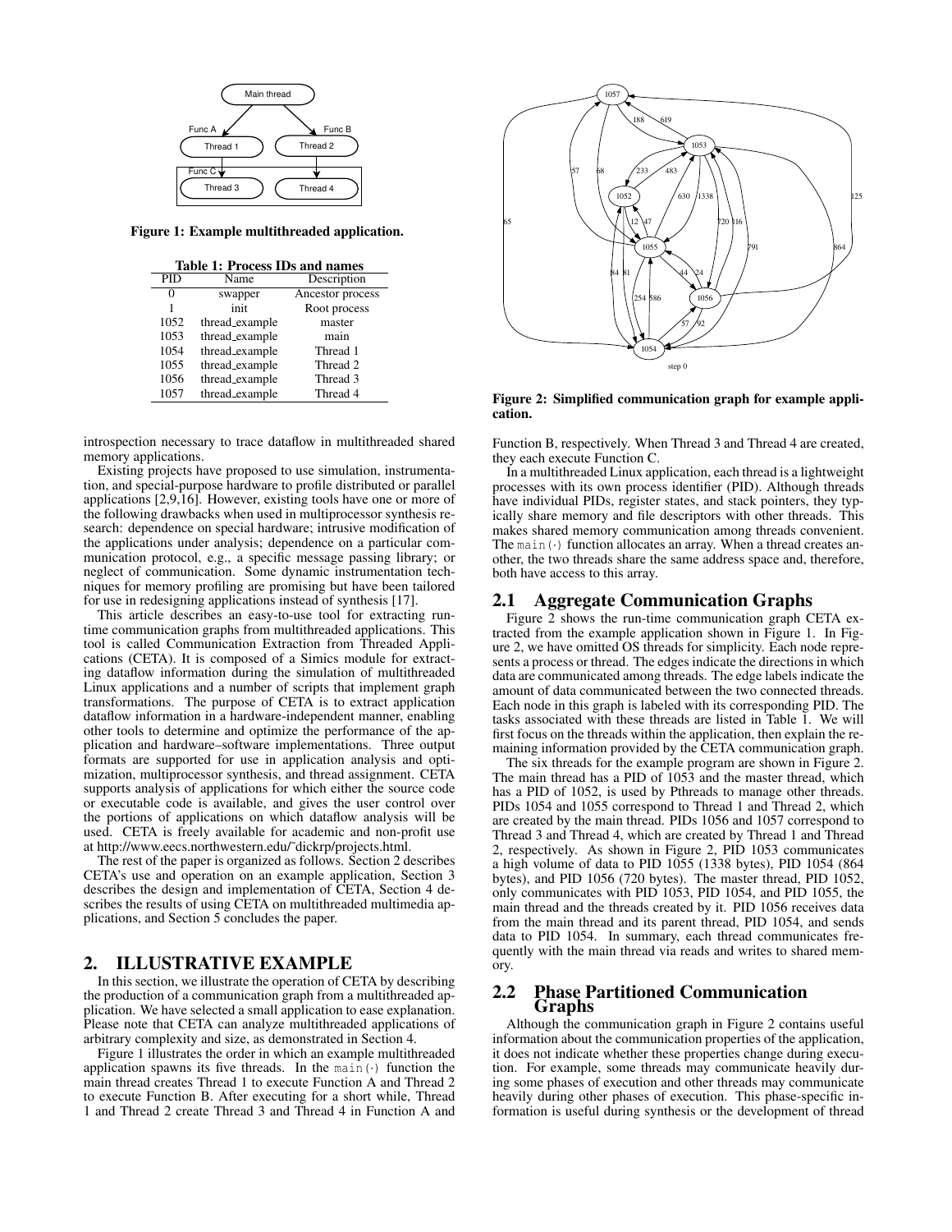Figure 1: Example multithreaded application.

Table 1: Process IDs and names

| PID | Name | Description |
|---|---|---|
| 0 | swapper | Ancestor process |
| 1 | init | Root process |
| 1052 | thread_example | master |
| 1053 | thread_example | main |
| 1054 | thread_example | Thread 1 |
| 1055 | thread_example | Thread 2 |
| 1056 | thread_example | Thread 3 |
| 1057 | thread_example | Thread 4 |

introspection necessary to trace dataflow in multithreaded shared memory applications.

Existing projects have proposed to use simulation, instrumentation, and special-purpose hardware to profile distributed or parallel applications [2,9,16]. However, existing tools have one or more of the following drawbacks when used in multiprocessor synthesis research: dependence on special hardware; intrusive modification of the applications under analysis; dependence on a particular communication protocol, e.g., a specific message passing library; or neglect of communication. Some dynamic instrumentation techniques for memory profiling are promising but have been tailored for use in redesigning applications instead of synthesis [17].

This article describes an easy-to-use tool for extracting runtime communication graphs from multithreaded applications. This tool is called Communication Extraction from Threaded Applications (CETA). It is composed of a Simics module for extracting dataflow information during the simulation of multithreaded Linux applications and a number of scripts that implement graph transformations. The purpose of CETA is to extract application dataflow information in a hardware-independent manner, enabling other tools to determine and optimize the performance of the application and hardware–software implementations. Three output formats are supported for use in application analysis and optimization, multiprocessor synthesis, and thread assignment. CETA supports analysis of applications for which either the source code or executable code is available, and gives the user control over the portions of applications on which dataflow analysis will be used. CETA is freely available for academic and non-profit use at http://www.eecs.northwestern.edu/~dickrp/projects.html.

The rest of the paper is organized as follows. Section 2 describes CETA's use and operation on an example application, Section 3 describes the design and implementation of CETA, Section 4 describes the results of using CETA on multithreaded multimedia applications, and Section 5 concludes the paper.

## 2. ILLUSTRATIVE EXAMPLE

In this section, we illustrate the operation of CETA by describing the production of a communication graph from a multithreaded application. We have selected a small application to ease explanation. Please note that CETA can analyze multithreaded applications of arbitrary complexity and size, as demonstrated in Section 4.

Figure 1 illustrates the order in which an example multithreaded application spawns its five threads. In the `main(·)` function the main thread creates Thread 1 to execute Function A and Thread 2 to execute Function B. After executing for a short while, Thread 1 and Thread 2 create Thread 3 and Thread 4 in Function A and Function B, respectively. When Thread 3 and Thread 4 are created, they each execute Function C.

In a multithreaded Linux application, each thread is a lightweight processes with its own process identifier (PID). Although threads have individual PIDs, register states, and stack pointers, they typically share memory and file descriptors with other threads. This makes shared memory communication among threads convenient. The `main(·)` function allocates an array. When a thread creates another, the two threads share the same address space and, therefore, both have access to this array.

Figure 2: Simplified communication graph for example application.

### 2.1 Aggregate Communication Graphs

Figure 2 shows the run-time communication graph CETA extracted from the example application shown in Figure 1. In Figure 2, we have omitted OS threads for simplicity. Each node represents a process or thread. The edges indicate the directions in which data are communicated among threads. The edge labels indicate the amount of data communicated between the two connected threads. Each node in this graph is labeled with its corresponding PID. The tasks associated with these threads are listed in Table 1. We will first focus on the threads within the application, then explain the remaining information provided by the CETA communication graph.

The six threads for the example program are shown in Figure 2. The main thread has a PID of 1053 and the master thread, which has a PID of 1052, is used by Pthreads to manage other threads. PIDs 1054 and 1055 correspond to Thread 1 and Thread 2, which are created by the main thread. PIDs 1056 and 1057 correspond to Thread 3 and Thread 4, which are created by Thread 1 and Thread 2, respectively. As shown in Figure 2, PID 1053 communicates a high volume of data to PID 1055 (1338 bytes), PID 1054 (864 bytes), and PID 1056 (720 bytes). The master thread, PID 1052, only communicates with PID 1053, PID 1054, and PID 1055, the main thread and the threads created by it. PID 1056 receives data from the main thread and its parent thread, PID 1054, and sends data to PID 1054. In summary, each thread communicates frequently with the main thread via reads and writes to shared memory.

### 2.2 Phase Partitioned Communication Graphs

Although the communication graph in Figure 2 contains useful information about the communication properties of the application, it does not indicate whether these properties change during execution. For example, some threads may communicate heavily during some phases of execution and other threads may communicate heavily during other phases of execution. This phase-specific information is useful during synthesis or the development of thread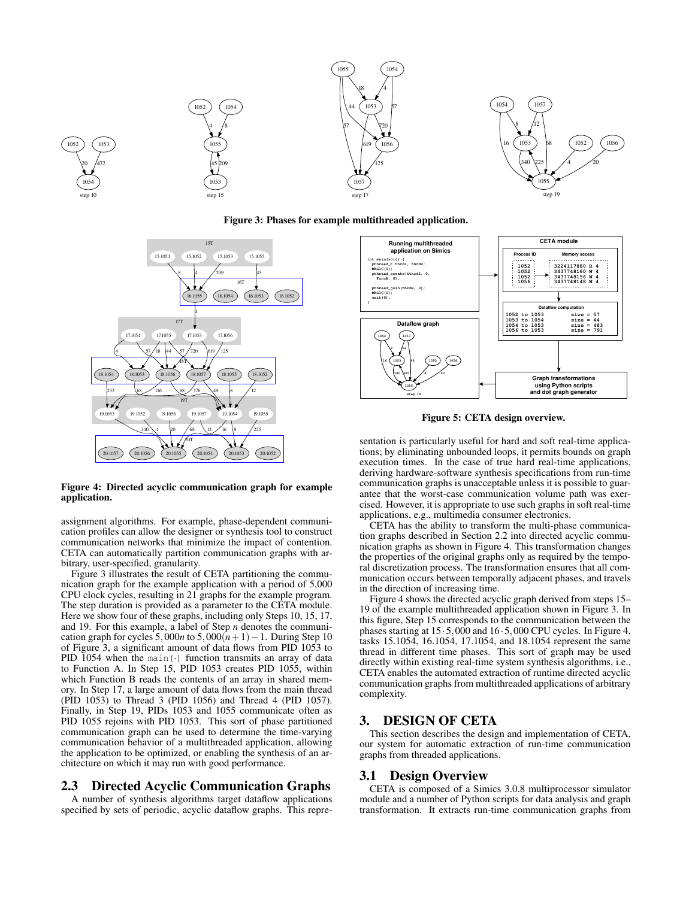**Figure 3: Phases for example multithreaded application.**

**Figure 4: Directed acyclic communication graph for example application.**

**Figure 5: CETA design overview.**

assignment algorithms. For example, phase-dependent communication profiles can allow the designer or synthesis tool to construct communication networks that minimize the impact of contention. CETA can automatically partition communication graphs with arbitrary, user-specified, granularity.

Figure 3 illustrates the result of CETA partitioning the communication graph for the example application with a period of 5,000 CPU clock cycles, resulting in 21 graphs for the example program. The step duration is provided as a parameter to the CETA module. Here we show four of these graphs, including only Steps 10, 15, 17, and 19. For this example, a label of Step $n$ denotes the communication graph for cycles $5,000n$ to $5,000(n+1)-1$. During Step 10 of Figure 3, a significant amount of data flows from PID 1053 to PID 1054 when the `main(·)` function transmits an array of data to Function A. In Step 15, PID 1053 creates PID 1055, within which Function B reads the contents of an array in shared memory. In Step 17, a large amount of data flows from the main thread (PID 1053) to Thread 3 (PID 1056) and Thread 4 (PID 1057). Finally, in Step 19, PIDs 1053 and 1055 communicate often as PID 1055 rejoins with PID 1053. This sort of phase partitioned communication graph can be used to determine the time-varying communication behavior of a multithreaded application, allowing the application to be optimized, or enabling the synthesis of an architecture on which it may run with good performance.

## 2.3 Directed Acyclic Communication Graphs

A number of synthesis algorithms target dataflow applications specified by sets of periodic, acyclic dataflow graphs. This representation is particularly useful for hard and soft real-time applications; by eliminating unbounded loops, it permits bounds on graph execution times. In the case of true hard real-time applications, deriving hardware-software synthesis specifications from run-time communication graphs is unacceptable unless it is possible to guarantee that the worst-case communication volume path was exercised. However, it is appropriate to use such graphs in soft real-time applications, e.g., multimedia consumer electronics.

CETA has the ability to transform the multi-phase communication graphs described in Section 2.2 into directed acyclic communication graphs as shown in Figure 4. This transformation changes the properties of the original graphs only as required by the temporal discretization process. The transformation ensures that all communication occurs between temporally adjacent phases, and travels in the direction of increasing time.

Figure 4 shows the directed acyclic graph derived from steps 15–19 of the example multithreaded application shown in Figure 3. In this figure, Step 15 corresponds to the communication between the phases starting at $15 \cdot 5,000$ and $16 \cdot 5,000$ CPU cycles. In Figure 4, tasks 15.1054, 16.1054, 17.1054, and 18.1054 represent the same thread in different time phases. This sort of graph may be used directly within existing real-time system synthesis algorithms, i.e., CETA enables the automated extraction of runtime directed acyclic communication graphs from multithreaded applications of arbitrary complexity.

# 3. DESIGN OF CETA

This section describes the design and implementation of CETA, our system for automatic extraction of run-time communication graphs from threaded applications.

## 3.1 Design Overview

CETA is composed of a Simics 3.0.8 multiprocessor simulator module and a number of Python scripts for data analysis and graph transformation. It extracts run-time communication graphs from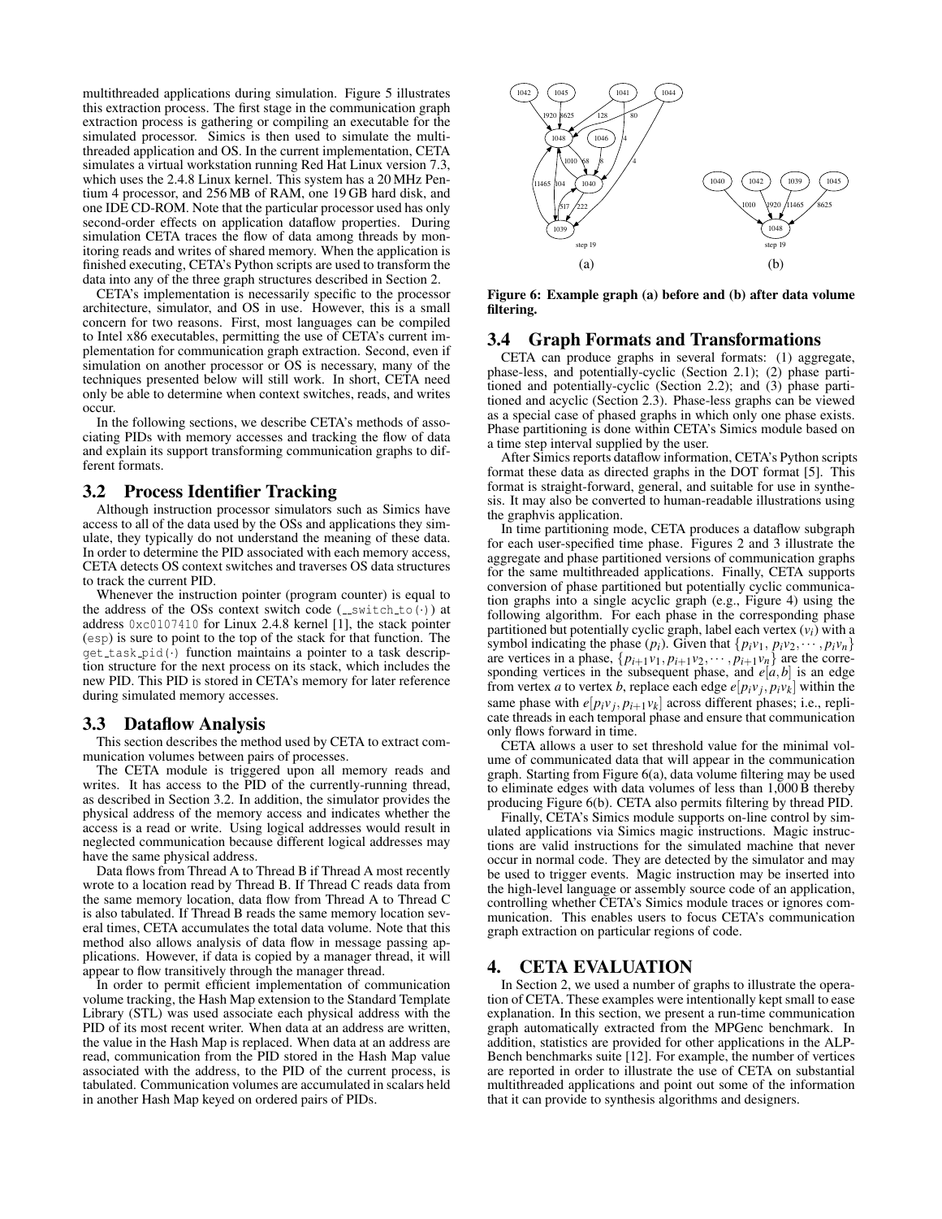multithreaded applications during simulation. Figure 5 illustrates this extraction process. The first stage in the communication graph extraction process is gathering or compiling an executable for the simulated processor. Simics is then used to simulate the multithreaded application and OS. In the current implementation, CETA simulates a virtual workstation running Red Hat Linux version 7.3, which uses the 2.4.8 Linux kernel. This system has a 20 MHz Pentium 4 processor, and 256 MB of RAM, one 19 GB hard disk, and one IDE CD-ROM. Note that the particular processor used has only second-order effects on application dataflow properties. During simulation CETA traces the flow of data among threads by monitoring reads and writes of shared memory. When the application is finished executing, CETA's Python scripts are used to transform the data into any of the three graph structures described in Section 2.

CETA's implementation is necessarily specific to the processor architecture, simulator, and OS in use. However, this is a small concern for two reasons. First, most languages can be compiled to Intel x86 executables, permitting the use of CETA's current implementation for communication graph extraction. Second, even if simulation on another processor or OS is necessary, many of the techniques presented below will still work. In short, CETA need only be able to determine when context switches, reads, and writes occur.

In the following sections, we describe CETA's methods of associating PIDs with memory accesses and tracking the flow of data and explain its support transforming communication graphs to different formats.

## 3.2 Process Identifier Tracking

Although instruction processor simulators such as Simics have access to all of the data used by the OSs and applications they simulate, they typically do not understand the meaning of these data. In order to determine the PID associated with each memory access, CETA detects OS context switches and traverses OS data structures to track the current PID.

Whenever the instruction pointer (program counter) is equal to the address of the OSs context switch code (`__switch_to(·)`) at address `0xc0107410` for Linux 2.4.8 kernel [1], the stack pointer (`esp`) is sure to point to the top of the stack for that function. The `get_task_pid(·)` function maintains a pointer to a task description structure for the next process on its stack, which includes the new PID. This PID is stored in CETA's memory for later reference during simulated memory accesses.

## 3.3 Dataflow Analysis

This section describes the method used by CETA to extract communication volumes between pairs of processes.

The CETA module is triggered upon all memory reads and writes. It has access to the PID of the currently-running thread, as described in Section 3.2. In addition, the simulator provides the physical address of the memory access and indicates whether the access is a read or write. Using logical addresses would result in neglected communication because different logical addresses may have the same physical address.

Data flows from Thread A to Thread B if Thread A most recently wrote to a location read by Thread B. If Thread C reads data from the same memory location, data flow from Thread A to Thread C is also tabulated. If Thread B reads the same memory location several times, CETA accumulates the total data volume. Note that this method also allows analysis of data flow in message passing applications. However, if data is copied by a manager thread, it will appear to flow transitively through the manager thread.

In order to permit efficient implementation of communication volume tracking, the Hash Map extension to the Standard Template Library (STL) was used associate each physical address with the PID of its most recent writer. When data at an address are written, the value in the Hash Map is replaced. When data at an address are read, communication from the PID stored in the Hash Map value associated with the address, to the PID of the current process, is tabulated. Communication volumes are accumulated in scalars held in another Hash Map keyed on ordered pairs of PIDs.

1042
1045
1041
1044
1920
8625
128
80
1048
1046
4
1010
68
8
4
11465
104
1040
517
222
1039
step 19
(a)

1040
1042
1039
1045
1010
1920
11465
8625
1048
step 19
(b)

**Figure 6: Example graph (a) before and (b) after data volume filtering.**

## 3.4 Graph Formats and Transformations

CETA can produce graphs in several formats: (1) aggregate, phase-less, and potentially-cyclic (Section 2.1); (2) phase partitioned and potentially-cyclic (Section 2.2); and (3) phase partitioned and acyclic (Section 2.3). Phase-less graphs can be viewed as a special case of phased graphs in which only one phase exists. Phase partitioning is done within CETA's Simics module based on a time step interval supplied by the user.

After Simics reports dataflow information, CETA's Python scripts format these data as directed graphs in the DOT format [5]. This format is straight-forward, general, and suitable for use in synthesis. It may also be converted to human-readable illustrations using the graphvis application.

In time partitioning mode, CETA produces a dataflow subgraph for each user-specified time phase. Figures 2 and 3 illustrate the aggregate and phase partitioned versions of communication graphs for the same multithreaded applications. Finally, CETA supports conversion of phase partitioned but potentially cyclic communication graphs into a single acyclic graph (e.g., Figure 4) using the following algorithm. For each phase in the corresponding phase partitioned but potentially cyclic graph, label each vertex ($v_i$) with a symbol indicating the phase ($p_i$). Given that $\{p_iv_1, p_iv_2, \cdots, p_iv_n\}$ are vertices in a phase, $\{p_{i+1}v_1, p_{i+1}v_2, \cdots, p_{i+1}v_n\}$ are the corresponding vertices in the subsequent phase, and $e[a,b]$ is an edge from vertex $a$ to vertex $b$, replace each edge $e[p_iv_j, p_iv_k]$ within the same phase with $e[p_iv_j, p_{i+1}v_k]$ across different phases; i.e., replicate threads in each temporal phase and ensure that communication only flows forward in time.

CETA allows a user to set threshold value for the minimal volume of communicated data that will appear in the communication graph. Starting from Figure 6(a), data volume filtering may be used to eliminate edges with data volumes of less than 1,000 B thereby producing Figure 6(b). CETA also permits filtering by thread PID.

Finally, CETA's Simics module supports on-line control by simulated applications via Simics magic instructions. Magic instructions are valid instructions for the simulated machine that never occur in normal code. They are detected by the simulator and may be used to trigger events. Magic instruction may be inserted into the high-level language or assembly source code of an application, controlling whether CETA's Simics module traces or ignores communication. This enables users to focus CETA's communication graph extraction on particular regions of code.

# 4. CETA EVALUATION

In Section 2, we used a number of graphs to illustrate the operation of CETA. These examples were intentionally kept small to ease explanation. In this section, we present a run-time communication graph automatically extracted from the MPGenc benchmark. In addition, statistics are provided for other applications in the ALP-Bench benchmarks suite [12]. For example, the number of vertices are reported in order to illustrate the use of CETA on substantial multithreaded applications and point out some of the information that it can provide to synthesis algorithms and designers.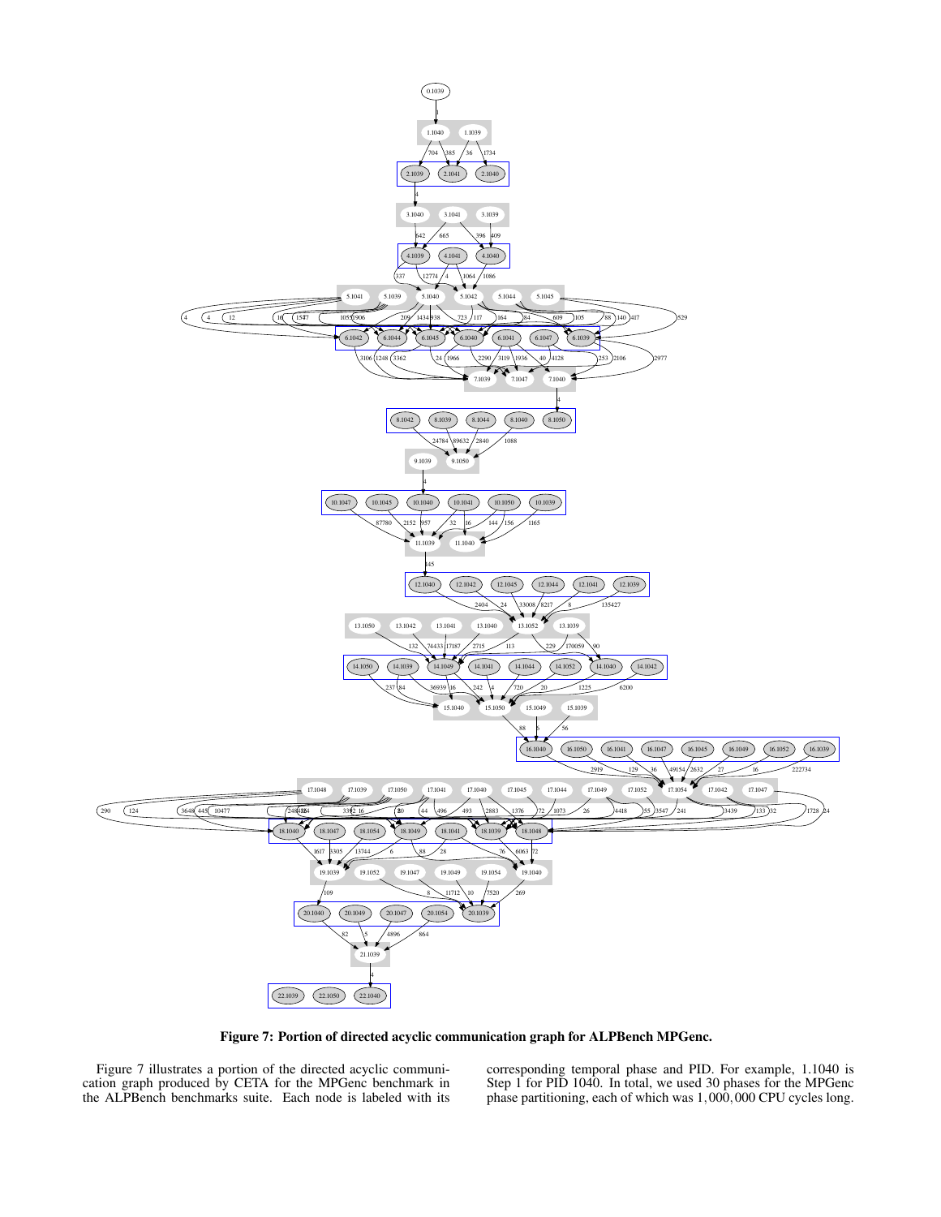**Figure 7: Portion of directed acyclic communication graph for ALPBench MPGenc.**

Figure 7 illustrates a portion of the directed acyclic communication graph produced by CETA for the MPGenc benchmark in the ALPBench benchmarks suite. Each node is labeled with its corresponding temporal phase and PID. For example, 1.1040 is Step 1 for PID 1040. In total, we used 30 phases for the MPGenc phase partitioning, each of which was $1,000,000$ CPU cycles long.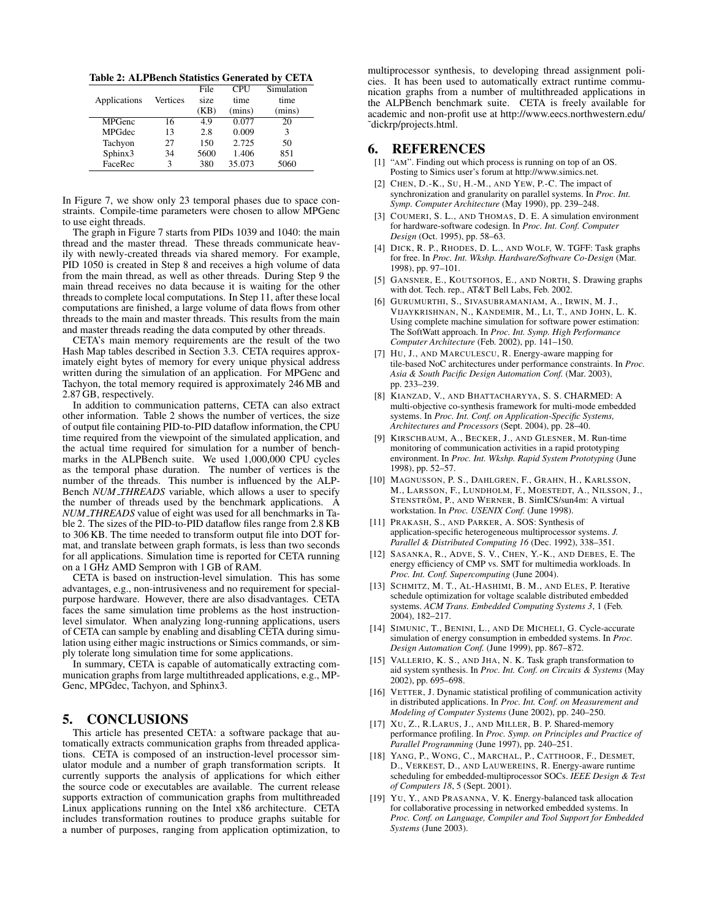**Table 2: ALPBench Statistics Generated by CETA**

| Applications | Vertices | File size (KB) | CPU time (mins) | Simulation time (mins) |
|---|---|---|---|---|
| MPGenc | 16 | 4.9 | 0.077 | 20 |
| MPGdec | 13 | 2.8 | 0.009 | 3 |
| Tachyon | 27 | 150 | 2.725 | 50 |
| Sphinx3 | 34 | 5600 | 1.406 | 851 |
| FaceRec | 3 | 380 | 35.073 | 5060 |

In Figure 7, we show only 23 temporal phases due to space constraints. Compile-time parameters were chosen to allow MPGenc to use eight threads.

The graph in Figure 7 starts from PIDs 1039 and 1040: the main thread and the master thread. These threads communicate heavily with newly-created threads via shared memory. For example, PID 1050 is created in Step 8 and receives a high volume of data from the main thread, as well as other threads. During Step 9 the main thread receives no data because it is waiting for the other threads to complete local computations. In Step 11, after these local computations are finished, a large volume of data flows from other threads to the main and master threads. This results from the main and master threads reading the data computed by other threads.

CETA's main memory requirements are the result of the two Hash Map tables described in Section 3.3. CETA requires approximately eight bytes of memory for every unique physical address written during the simulation of an application. For MPGenc and Tachyon, the total memory required is approximately 246 MB and 2.87 GB, respectively.

In addition to communication patterns, CETA can also extract other information. Table 2 shows the number of vertices, the size of output file containing PID-to-PID dataflow information, the CPU time required from the viewpoint of the simulated application, and the actual time required for simulation for a number of benchmarks in the ALPBench suite. We used 1,000,000 CPU cycles as the temporal phase duration. The number of vertices is the number of the threads. This number is influenced by the ALPBench *NUM_THREADS* variable, which allows a user to specify the number of threads used by the benchmark applications. A *NUM_THREADS* value of eight was used for all benchmarks in Table 2. The sizes of the PID-to-PID dataflow files range from 2.8 KB to 306 KB. The time needed to transform output file into DOT format, and translate between graph formats, is less than two seconds for all applications. Simulation time is reported for CETA running on a 1 GHz AMD Sempron with 1 GB of RAM.

CETA is based on instruction-level simulation. This has some advantages, e.g., non-intrusiveness and no requirement for special-purpose hardware. However, there are also disadvantages. CETA faces the same simulation time problems as the host instruction-level simulator. When analyzing long-running applications, users of CETA can sample by enabling and disabling CETA during simulation using either magic instructions or Simics commands, or simply tolerate long simulation time for some applications.

In summary, CETA is capable of automatically extracting communication graphs from large multithreaded applications, e.g., MPGenc, MPGdec, Tachyon, and Sphinx3.

## 5. CONCLUSIONS

This article has presented CETA: a software package that automatically extracts communication graphs from threaded applications. CETA is composed of an instruction-level processor simulator module and a number of graph transformation scripts. It currently supports the analysis of applications for which either the source code or executables are available. The current release supports extraction of communication graphs from multithreaded Linux applications running on the Intel x86 architecture. CETA includes transformation routines to produce graphs suitable for a number of purposes, ranging from application optimization, to multiprocessor synthesis, to developing thread assignment policies. It has been used to automatically extract runtime communication graphs from a number of multithreaded applications in the ALPBench benchmark suite. CETA is freely available for academic and non-profit use at http://www.eecs.northwestern.edu/~dickrp/projects.html.

## 6. REFERENCES

[1] "AM". Finding out which process is running on top of an OS. Posting to Simics user's forum at http://www.simics.net.

[2] Chen, D.-K., Su, H.-M., and Yew, P.-C. The impact of synchronization and granularity on parallel systems. In *Proc. Int. Symp. Computer Architecture* (May 1990), pp. 239–248.

[3] Coumeri, S. L., and Thomas, D. E. A simulation environment for hardware-software codesign. In *Proc. Int. Conf. Computer Design* (Oct. 1995), pp. 58–63.

[4] Dick, R. P., Rhodes, D. L., and Wolf, W. TGFF: Task graphs for free. In *Proc. Int. Wkshp. Hardware/Software Co-Design* (Mar. 1998), pp. 97–101.

[5] Gansner, E., Koutsofios, E., and North, S. Drawing graphs with dot. Tech. rep., AT&T Bell Labs, Feb. 2002.

[6] Gurumurthi, S., Sivasubramaniam, A., Irwin, M. J., Vijaykrishnan, N., Kandemir, M., Li, T., and John, L. K. Using complete machine simulation for software power estimation: The SoftWatt approach. In *Proc. Int. Symp. High Performance Computer Architecture* (Feb. 2002), pp. 141–150.

[7] Hu, J., and Marculescu, R. Energy-aware mapping for tile-based NoC architectures under performance constraints. In *Proc. Asia & South Pacific Design Automation Conf.* (Mar. 2003), pp. 233–239.

[8] Kianzad, V., and Bhattacharyya, S. S. CHARMED: A multi-objective co-synthesis framework for multi-mode embedded systems. In *Proc. Int. Conf. on Application-Specific Systems, Architectures and Processors* (Sept. 2004), pp. 28–40.

[9] Kirschbaum, A., Becker, J., and Glesner, M. Run-time monitoring of communication activities in a rapid prototyping environment. In *Proc. Int. Wkshp. Rapid System Prototyping* (June 1998), pp. 52–57.

[10] Magnusson, P. S., Dahlgren, F., Grahn, H., Karlsson, M., Larsson, F., Lundholm, F., Moestedt, A., Nilsson, J., Stenström, P., and Werner, B. SimICS/sun4m: A virtual workstation. In *Proc. USENIX Conf.* (June 1998).

[11] Prakash, S., and Parker, A. SOS: Synthesis of application-specific heterogeneous multiprocessor systems. *J. Parallel & Distributed Computing 16* (Dec. 1992), 338–351.

[12] Sasanka, R., Adve, S. V., Chen, Y.-K., and Debes, E. The energy efficiency of CMP vs. SMT for multimedia workloads. In *Proc. Int. Conf. Supercomputing* (June 2004).

[13] Schmitz, M. T., Al-Hashimi, B. M., and Eles, P. Iterative schedule optimization for voltage scalable distributed embedded systems. *ACM Trans. Embedded Computing Systems 3*, 1 (Feb. 2004), 182–217.

[14] Simunic, T., Benini, L., and De Micheli, G. Cycle-accurate simulation of energy consumption in embedded systems. In *Proc. Design Automation Conf.* (June 1999), pp. 867–872.

[15] Vallerio, K. S., and Jha, N. K. Task graph transformation to aid system synthesis. In *Proc. Int. Conf. on Circuits & Systems* (May 2002), pp. 695–698.

[16] Vetter, J. Dynamic statistical profiling of communication activity in distributed applications. In *Proc. Int. Conf. on Measurement and Modeling of Computer Systems* (June 2002), pp. 240–250.

[17] Xu, Z., R.Larus, J., and Miller, B. P. Shared-memory performance profiling. In *Proc. Symp. on Principles and Practice of Parallel Programming* (June 1997), pp. 240–251.

[18] Yang, P., Wong, C., Marchal, P., Catthoor, F., Desmet, D., Verkest, D., and Lauwereins, R. Energy-aware runtime scheduling for embedded-multiprocessor SOCs. *IEEE Design & Test of Computers 18*, 5 (Sept. 2001).

[19] Yu, Y., and Prasanna, V. K. Energy-balanced task allocation for collaborative processing in networked embedded systems. In *Proc. Conf. on Language, Compiler and Tool Support for Embedded Systems* (June 2003).